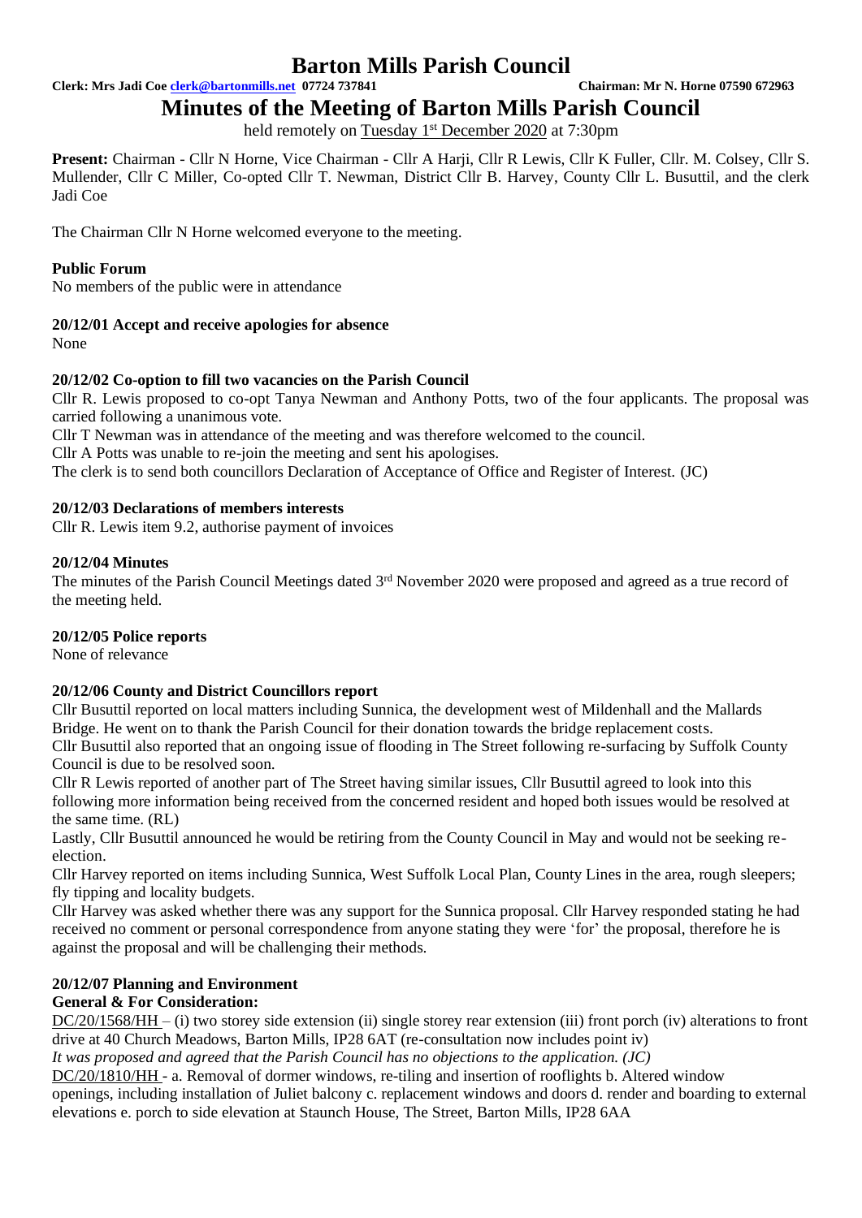# Barton Mills Parish Council

**Clerk: Mrs Jadi Coe clerk@bartonmills.net 07724 737841 Chairman: Mr N. Horne 07590 672963**

# Minutes of the Meeting of Barton Mills Parish Council

held remotely on Tuesday 1st December 2020 at 7:30pm

**Present:** Chairman - Cllr N Horne, Vice Chairman - Cllr A Harji, Cllr R Lewis, Cllr K Fuller, Cllr. M. Colsey, Cllr S. Mullender, Cllr C Miller, Co-opted Cllr T. Newman, District Cllr B. Harvey, County Cllr L. Busuttil, and the clerk Jadi Coe

The Chairman Cllr N Horne welcomed everyone to the meeting.

### Public Forum

No members of the public were in attendance

### 20/12/01 Accept and receive apologies for absence

None

### 20/12/02 Co-option to fill two vacancies on the Parish Council

Cllr R. Lewis proposed to co-opt Tanya Newman and Anthony Potts, two of the four applicants. The proposal was carried following a unanimous vote.

Cllr T Newman was in attendance of the meeting and was therefore welcomed to the council.

Cllr A Potts was unable to re-join the meeting and sent his apologises.

The clerk is to send both councillors Declaration of Acceptance of Office and Register of Interest. (JC)

### 20/12/03 Declarations of members interests

Cllr R. Lewis item 9.2, authorise payment of invoices

### 20/12/04 Minutes

The minutes of the Parish Council Meetings dated 3rd November 2020 were proposed and agreed as a true record of the meeting held.

### 20/12/05 Police reports

None of relevance

### 20/12/06 County and District Councillors report

Cllr Busuttil reported on local matters including Sunnica, the development west of Mildenhall and the Mallards Bridge. He went on to thank the Parish Council for their donation towards the bridge replacement costs.

Cllr Busuttil also reported that an ongoing issue of flooding in The Street following re-surfacing by Suffolk County Council is due to be resolved soon.

Cllr R Lewis reported of another part of The Street having similar issues, Cllr Busuttil agreed to look into this following more information being received from the concerned resident and hoped both issues would be resolved at the same time. (RL)

Lastly, Cllr Busuttil announced he would be retiring from the County Council in May and would not be seeking re-election.

Cllr Harvey reported on items including Sunnica, West Suffolk Local Plan, County Lines in the area, rough sleepers; fly tipping and locality budgets.

Cllr Harvey was asked whether there was any support for the Sunnica proposal. Cllr Harvey responded stating he had received no comment or personal correspondence from anyone stating they were 'for' the proposal, therefore he is against the proposal and will be challenging their methods.

### 20/12/07 Planning and Environment

**General & For Consideration:**

DC/20/1568/HH – (i) two storey side extension (ii) single storey rear extension (iii) front porch (iv) alterations to front drive at 40 Church Meadows, Barton Mills, IP28 6AT (re-consultation now includes point iv)

*It was proposed and agreed that the Parish Council has no objections to the application. (JC)*

DC/20/1810/HH - a. Removal of dormer windows, re-tiling and insertion of rooflights b. Altered window openings, including installation of Juliet balcony c. replacement windows and doors d. render and boarding to external elevations e. porch to side elevation at Staunch House, The Street, Barton Mills, IP28 6AA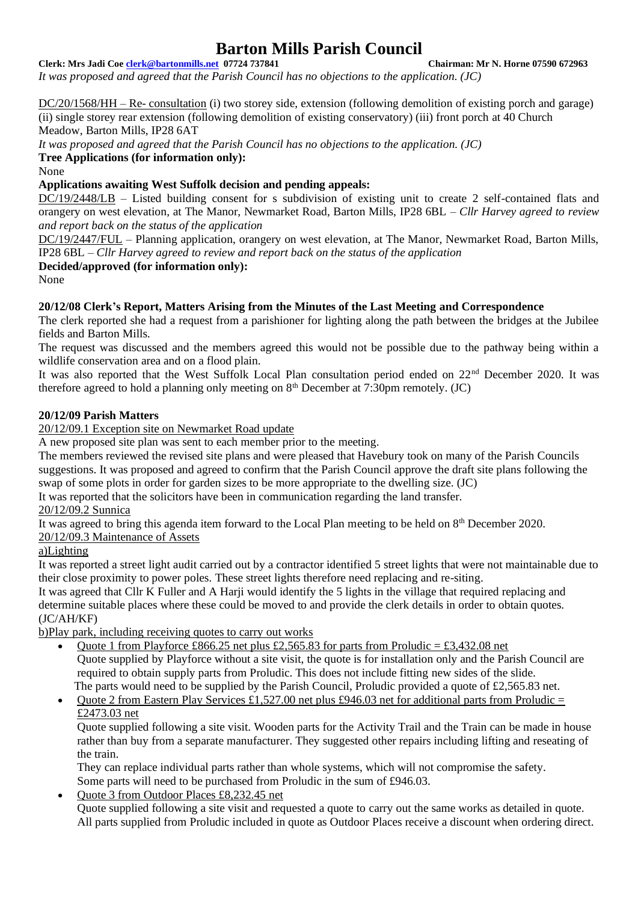*It was proposed and agreed that the Parish Council has no objections to the application. (JC)*

DC/20/1568/HH – Re- consultation (i) two storey side, extension (following demolition of existing porch and garage) (ii) single storey rear extension (following demolition of existing conservatory) (iii) front porch at 40 Church Meadow, Barton Mills, IP28 6AT

*It was proposed and agreed that the Parish Council has no objections to the application. (JC)*

**Tree Applications (for information only):**

None

**Applications awaiting West Suffolk decision and pending appeals:**

DC/19/2448/LB – Listed building consent for s subdivision of existing unit to create 2 self-contained flats and orangery on west elevation, at The Manor, Newmarket Road, Barton Mills, IP28 6BL – *Cllr Harvey agreed to review and report back on the status of the application*

DC/19/2447/FUL – Planning application, orangery on west elevation, at The Manor, Newmarket Road, Barton Mills, IP28 6BL – *Cllr Harvey agreed to review and report back on the status of the application*

**Decided/approved (for information only):**

None

**20/12/08 Clerk's Report, Matters Arising from the Minutes of the Last Meeting and Correspondence**

The clerk reported she had a request from a parishioner for lighting along the path between the bridges at the Jubilee fields and Barton Mills.

The request was discussed and the members agreed this would not be possible due to the pathway being within a wildlife conservation area and on a flood plain.

It was also reported that the West Suffolk Local Plan consultation period ended on 22nd December 2020. It was therefore agreed to hold a planning only meeting on 8th December at 7:30pm remotely. (JC)

**20/12/09 Parish Matters**

20/12/09.1 Exception site on Newmarket Road update

A new proposed site plan was sent to each member prior to the meeting.

The members reviewed the revised site plans and were pleased that Havebury took on many of the Parish Councils suggestions. It was proposed and agreed to confirm that the Parish Council approve the draft site plans following the swap of some plots in order for garden sizes to be more appropriate to the dwelling size. (JC)

It was reported that the solicitors have been in communication regarding the land transfer.

20/12/09.2 Sunnica

It was agreed to bring this agenda item forward to the Local Plan meeting to be held on 8th December 2020.

20/12/09.3 Maintenance of Assets

a)Lighting

It was reported a street light audit carried out by a contractor identified 5 street lights that were not maintainable due to their close proximity to power poles. These street lights therefore need replacing and re-siting.

It was agreed that Cllr K Fuller and A Harji would identify the 5 lights in the village that required replacing and determine suitable places where these could be moved to and provide the clerk details in order to obtain quotes. (JC/AH/KF)

b)Play park, including receiving quotes to carry out works

- Quote 1 from Playforce £866.25 net plus £2,565.83 for parts from Proludic = £3,432.08 net
  Quote supplied by Playforce without a site visit, the quote is for installation only and the Parish Council are required to obtain supply parts from Proludic. This does not include fitting new sides of the slide.
  The parts would need to be supplied by the Parish Council, Proludic provided a quote of £2,565.83 net.
- Quote 2 from Eastern Play Services £1,527.00 net plus £946.03 net for additional parts from Proludic = £2473.03 net
  Quote supplied following a site visit. Wooden parts for the Activity Trail and the Train can be made in house rather than buy from a separate manufacturer. They suggested other repairs including lifting and reseating of the train.
  They can replace individual parts rather than whole systems, which will not compromise the safety.
  Some parts will need to be purchased from Proludic in the sum of £946.03.
- Quote 3 from Outdoor Places £8,232.45 net
  Quote supplied following a site visit and requested a quote to carry out the same works as detailed in quote. All parts supplied from Proludic included in quote as Outdoor Places receive a discount when ordering direct.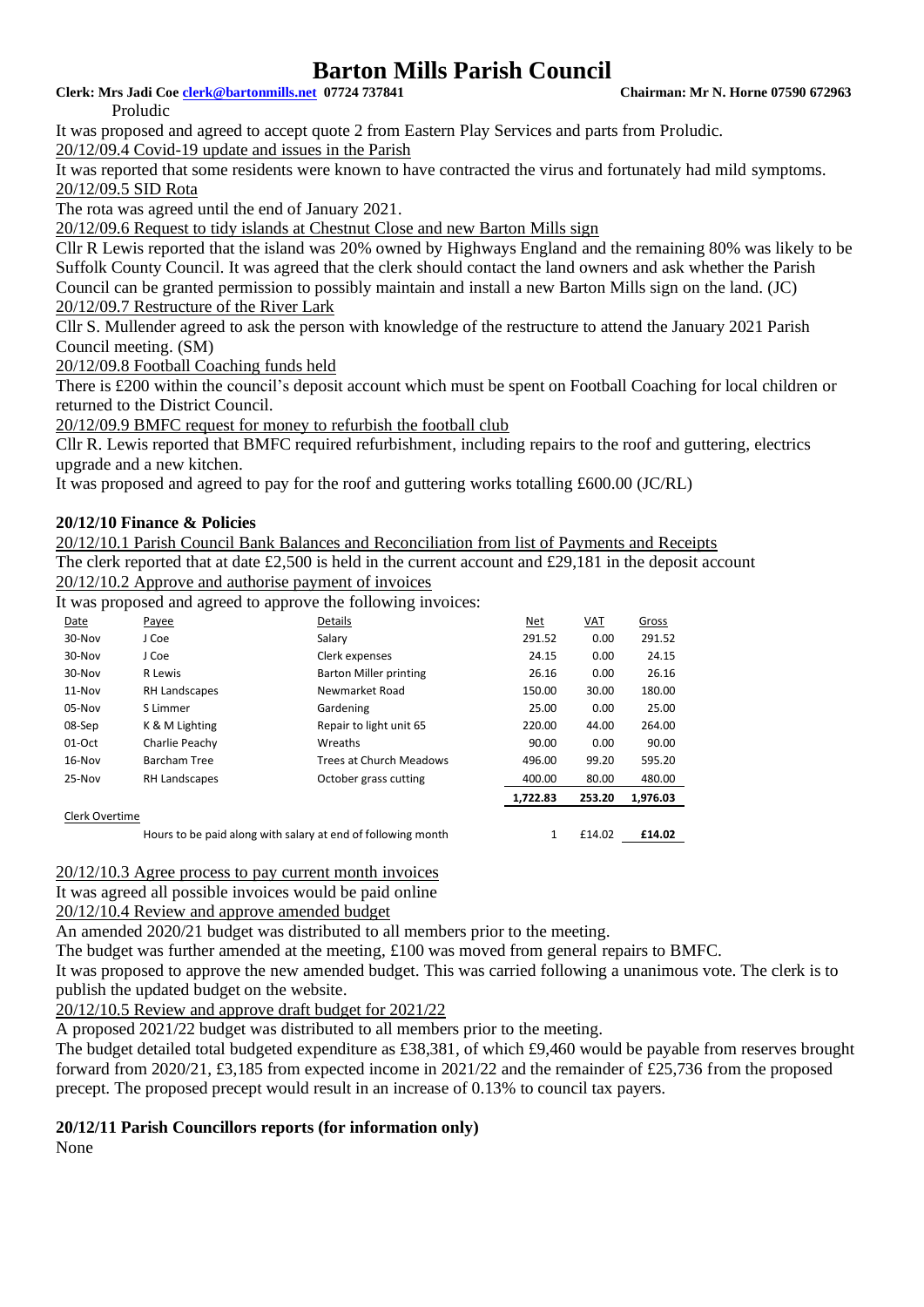Proludic

It was proposed and agreed to accept quote 2 from Eastern Play Services and parts from Proludic.

20/12/09.4 Covid-19 update and issues in the Parish

It was reported that some residents were known to have contracted the virus and fortunately had mild symptoms.

20/12/09.5 SID Rota

The rota was agreed until the end of January 2021.

20/12/09.6 Request to tidy islands at Chestnut Close and new Barton Mills sign

Cllr R Lewis reported that the island was 20% owned by Highways England and the remaining 80% was likely to be Suffolk County Council. It was agreed that the clerk should contact the land owners and ask whether the Parish Council can be granted permission to possibly maintain and install a new Barton Mills sign on the land. (JC)

20/12/09.7 Restructure of the River Lark

Cllr S. Mullender agreed to ask the person with knowledge of the restructure to attend the January 2021 Parish Council meeting. (SM)

20/12/09.8 Football Coaching funds held

There is £200 within the council's deposit account which must be spent on Football Coaching for local children or returned to the District Council.

20/12/09.9 BMFC request for money to refurbish the football club

Cllr R. Lewis reported that BMFC required refurbishment, including repairs to the roof and guttering, electrics upgrade and a new kitchen.

It was proposed and agreed to pay for the roof and guttering works totalling £600.00 (JC/RL)

**20/12/10 Finance & Policies**

20/12/10.1 Parish Council Bank Balances and Reconciliation from list of Payments and Receipts

The clerk reported that at date £2,500 is held in the current account and £29,181 in the deposit account

20/12/10.2 Approve and authorise payment of invoices

It was proposed and agreed to approve the following invoices:

| Date | Payee | Details | Net | VAT | Gross |
|---|---|---|---|---|---|
| 30-Nov | J Coe | Salary | 291.52 | 0.00 | 291.52 |
| 30-Nov | J Coe | Clerk expenses | 24.15 | 0.00 | 24.15 |
| 30-Nov | R Lewis | Barton Miller printing | 26.16 | 0.00 | 26.16 |
| 11-Nov | RH Landscapes | Newmarket Road | 150.00 | 30.00 | 180.00 |
| 05-Nov | S Limmer | Gardening | 25.00 | 0.00 | 25.00 |
| 08-Sep | K & M Lighting | Repair to light unit 65 | 220.00 | 44.00 | 264.00 |
| 01-Oct | Charlie Peachy | Wreaths | 90.00 | 0.00 | 90.00 |
| 16-Nov | Barcham Tree | Trees at Church Meadows | 496.00 | 99.20 | 595.20 |
| 25-Nov | RH Landscapes | October grass cutting | 400.00 | 80.00 | 480.00 |
| | | | **1,722.83** | **253.20** | **1,976.03** |
| Clerk Overtime | | | | | |
| | Hours to be paid along with salary at end of following month | | 1 | £14.02 | **£14.02** |

20/12/10.3 Agree process to pay current month invoices

It was agreed all possible invoices would be paid online

20/12/10.4 Review and approve amended budget

An amended 2020/21 budget was distributed to all members prior to the meeting.

The budget was further amended at the meeting, £100 was moved from general repairs to BMFC.

It was proposed to approve the new amended budget. This was carried following a unanimous vote. The clerk is to publish the updated budget on the website.

20/12/10.5 Review and approve draft budget for 2021/22

A proposed 2021/22 budget was distributed to all members prior to the meeting.

The budget detailed total budgeted expenditure as £38,381, of which £9,460 would be payable from reserves brought forward from 2020/21, £3,185 from expected income in 2021/22 and the remainder of £25,736 from the proposed precept. The proposed precept would result in an increase of 0.13% to council tax payers.

**20/12/11 Parish Councillors reports (for information only)**

None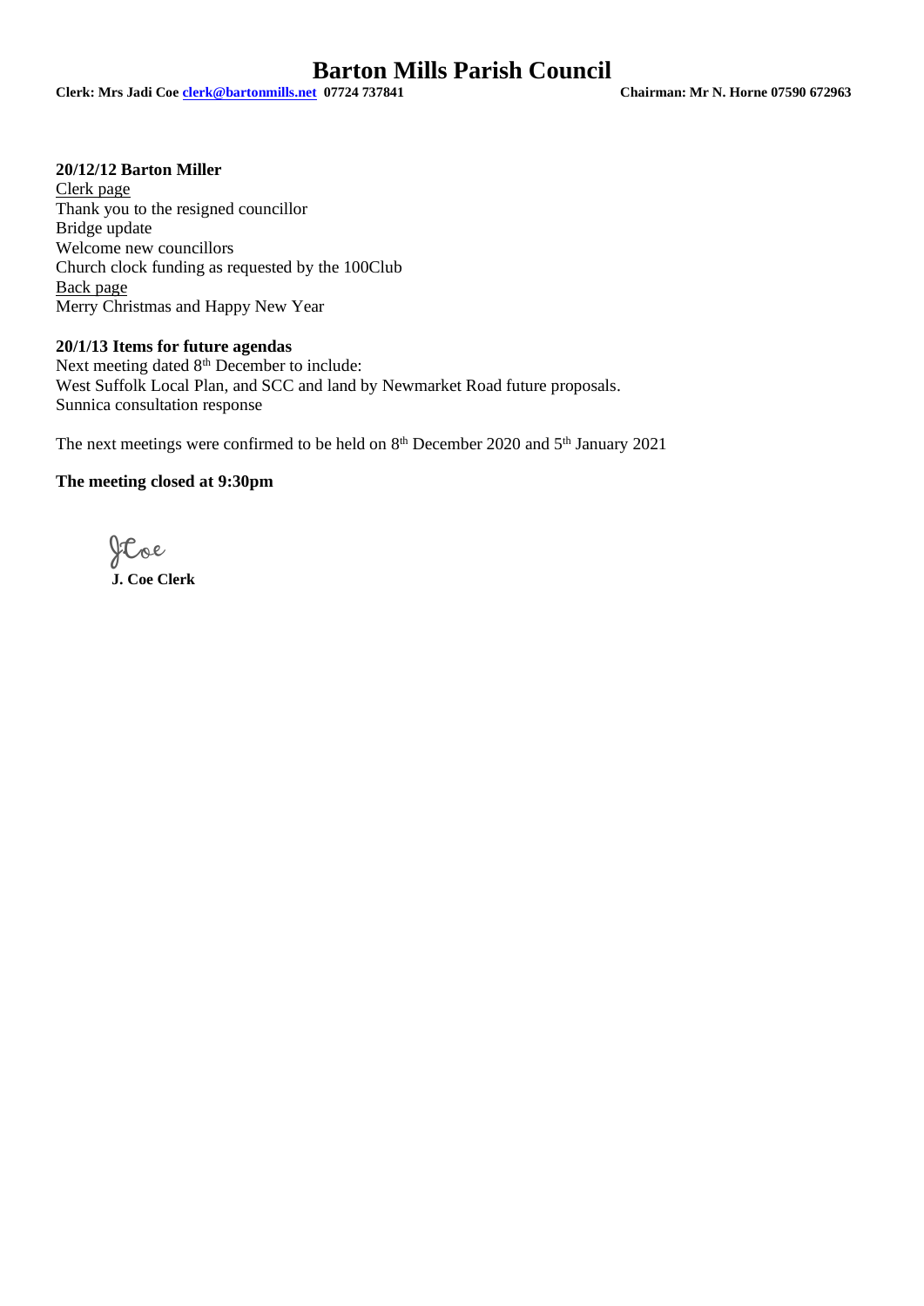**20/12/12 Barton Miller**

Clerk page

Thank you to the resigned councillor

Bridge update

Welcome new councillors

Church clock funding as requested by the 100Club

Back page

Merry Christmas and Happy New Year

**20/1/13 Items for future agendas**

Next meeting dated 8th December to include:

West Suffolk Local Plan, and SCC and land by Newmarket Road future proposals.

Sunnica consultation response

The next meetings were confirmed to be held on 8th December 2020 and 5th January 2021

**The meeting closed at 9:30pm**

JCoe

**J. Coe Clerk**